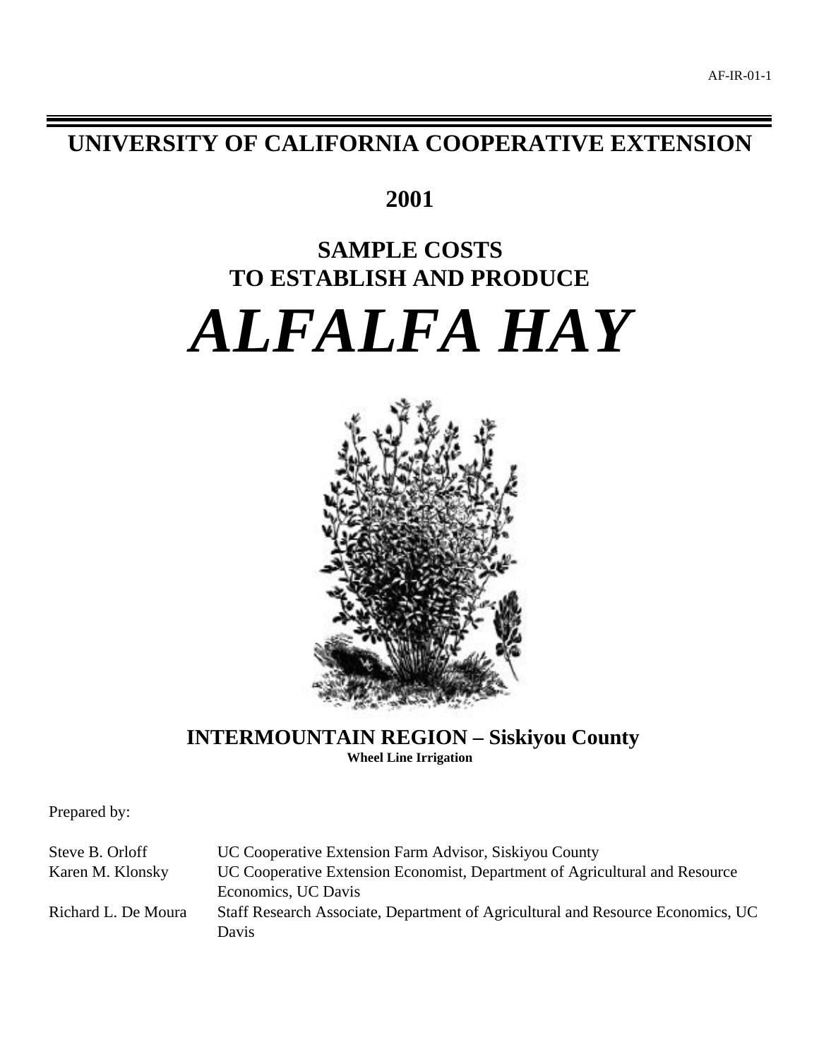AF-IR-01-1

# UNIVERSITY OF CALIFORNIA COOPERATIVE EXTENSION

## 2001

## SAMPLE COSTS TO ESTABLISH AND PRODUCE

# *ALFALFA HAY*

### INTERMOUNTAIN REGION – Siskiyou County

**Wheel Line Irrigation**

Prepared by:

| | |
|---|---|
| Steve B. Orloff | UC Cooperative Extension Farm Advisor, Siskiyou County |
| Karen M. Klonsky | UC Cooperative Extension Economist, Department of Agricultural and Resource Economics, UC Davis |
| Richard L. De Moura | Staff Research Associate, Department of Agricultural and Resource Economics, UC Davis |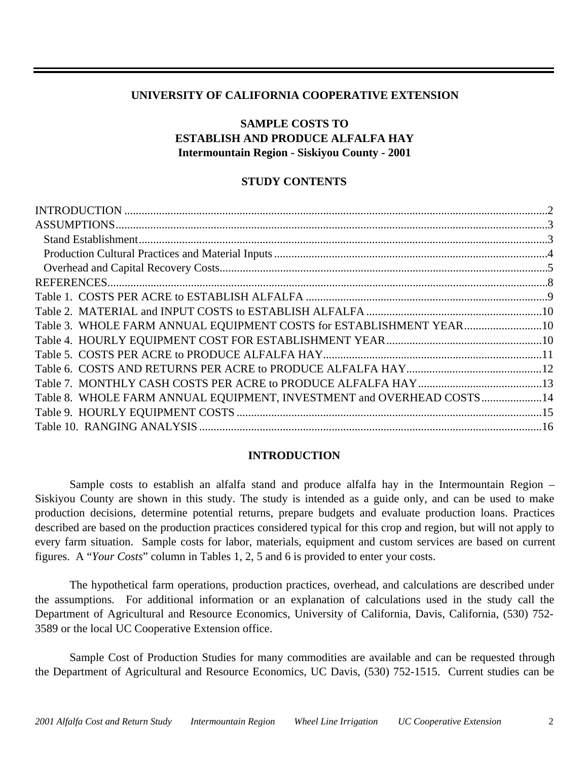**UNIVERSITY OF CALIFORNIA COOPERATIVE EXTENSION**

# SAMPLE COSTS TO ESTABLISH AND PRODUCE ALFALFA HAY
## Intermountain Region - Siskiyou County - 2001

## STUDY CONTENTS

INTRODUCTION ....................................................2
ASSUMPTIONS....................................................3
- Stand Establishment....................................................3
- Production Cultural Practices and Material Inputs....................................................4
- Overhead and Capital Recovery Costs....................................................5

REFERENCES....................................................8
Table 1. COSTS PER ACRE to ESTABLISH ALFALFA ....................................................9
Table 2. MATERIAL and INPUT COSTS to ESTABLISH ALFALFA ....................................................10
Table 3. WHOLE FARM ANNUAL EQUIPMENT COSTS for ESTABLISHMENT YEAR....................................................10
Table 4. HOURLY EQUIPMENT COST FOR ESTABLISHMENT YEAR....................................................10
Table 5. COSTS PER ACRE to PRODUCE ALFALFA HAY....................................................11
Table 6. COSTS AND RETURNS PER ACRE to PRODUCE ALFALFA HAY....................................................12
Table 7. MONTHLY CASH COSTS PER ACRE to PRODUCE ALFALFA HAY....................................................13
Table 8. WHOLE FARM ANNUAL EQUIPMENT, INVESTMENT and OVERHEAD COSTS....................................................14
Table 9. HOURLY EQUIPMENT COSTS ....................................................15
Table 10. RANGING ANALYSIS ....................................................16

## INTRODUCTION

Sample costs to establish an alfalfa stand and produce alfalfa hay in the Intermountain Region – Siskiyou County are shown in this study. The study is intended as a guide only, and can be used to make production decisions, determine potential returns, prepare budgets and evaluate production loans. Practices described are based on the production practices considered typical for this crop and region, but will not apply to every farm situation. Sample costs for labor, materials, equipment and custom services are based on current figures. A "*Your Costs*" column in Tables 1, 2, 5 and 6 is provided to enter your costs.

The hypothetical farm operations, production practices, overhead, and calculations are described under the assumptions. For additional information or an explanation of calculations used in the study call the Department of Agricultural and Resource Economics, University of California, Davis, California, (530) 752-3589 or the local UC Cooperative Extension office.

Sample Cost of Production Studies for many commodities are available and can be requested through the Department of Agricultural and Resource Economics, UC Davis, (530) 752-1515. Current studies can be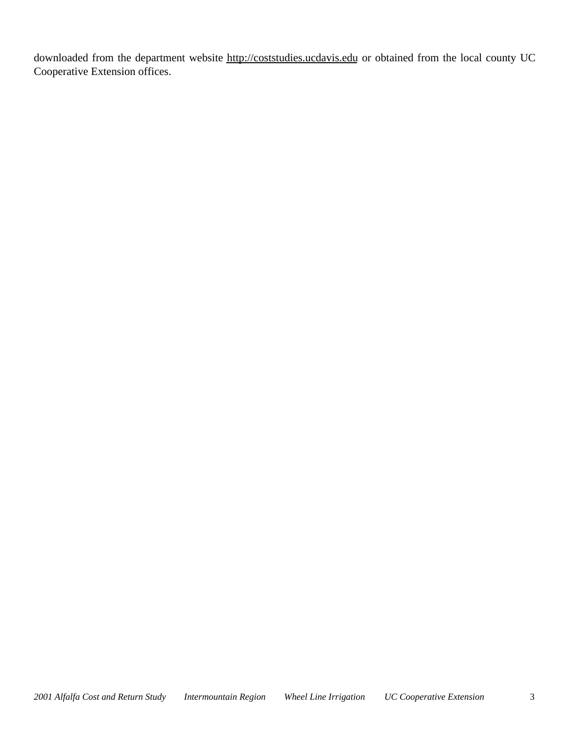downloaded from the department website http://coststudies.ucdavis.edu or obtained from the local county UC Cooperative Extension offices.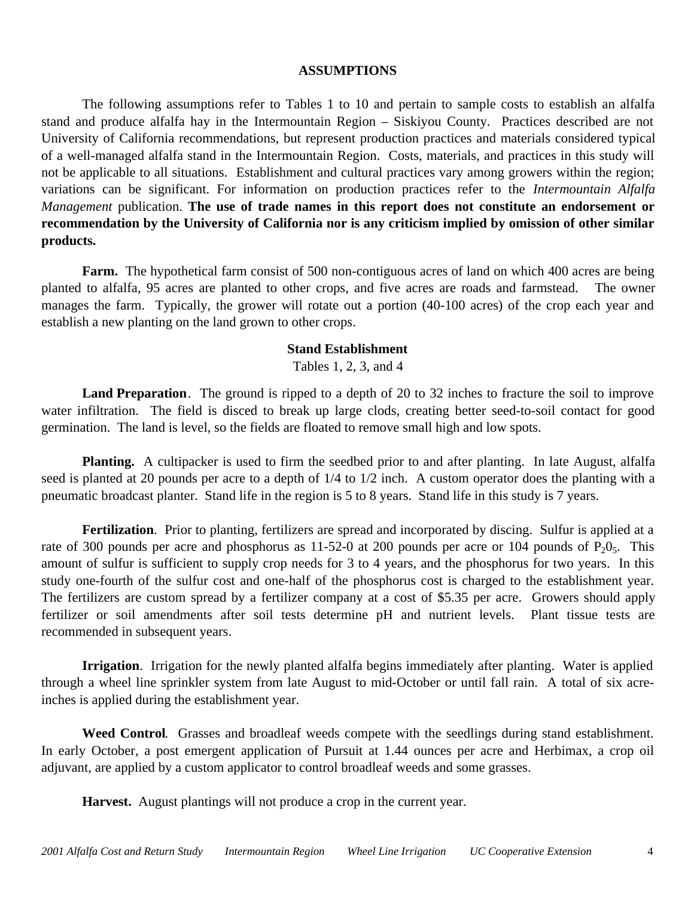## ASSUMPTIONS

The following assumptions refer to Tables 1 to 10 and pertain to sample costs to establish an alfalfa stand and produce alfalfa hay in the Intermountain Region – Siskiyou County. Practices described are not University of California recommendations, but represent production practices and materials considered typical of a well-managed alfalfa stand in the Intermountain Region. Costs, materials, and practices in this study will not be applicable to all situations. Establishment and cultural practices vary among growers within the region; variations can be significant. For information on production practices refer to the *Intermountain Alfalfa Management* publication. **The use of trade names in this report does not constitute an endorsement or recommendation by the University of California nor is any criticism implied by omission of other similar products.**

**Farm.** The hypothetical farm consist of 500 non-contiguous acres of land on which 400 acres are being planted to alfalfa, 95 acres are planted to other crops, and five acres are roads and farmstead. The owner manages the farm. Typically, the grower will rotate out a portion (40-100 acres) of the crop each year and establish a new planting on the land grown to other crops.

### Stand Establishment

Tables 1, 2, 3, and 4

**Land Preparation**. The ground is ripped to a depth of 20 to 32 inches to fracture the soil to improve water infiltration. The field is disced to break up large clods, creating better seed-to-soil contact for good germination. The land is level, so the fields are floated to remove small high and low spots.

**Planting.** A cultipacker is used to firm the seedbed prior to and after planting. In late August, alfalfa seed is planted at 20 pounds per acre to a depth of 1/4 to 1/2 inch. A custom operator does the planting with a pneumatic broadcast planter. Stand life in the region is 5 to 8 years. Stand life in this study is 7 years.

**Fertilization**. Prior to planting, fertilizers are spread and incorporated by discing. Sulfur is applied at a rate of 300 pounds per acre and phosphorus as 11-52-0 at 200 pounds per acre or 104 pounds of $P_20_5$. This amount of sulfur is sufficient to supply crop needs for 3 to 4 years, and the phosphorus for two years. In this study one-fourth of the sulfur cost and one-half of the phosphorus cost is charged to the establishment year. The fertilizers are custom spread by a fertilizer company at a cost of $5.35 per acre. Growers should apply fertilizer or soil amendments after soil tests determine pH and nutrient levels. Plant tissue tests are recommended in subsequent years.

**Irrigation**. Irrigation for the newly planted alfalfa begins immediately after planting. Water is applied through a wheel line sprinkler system from late August to mid-October or until fall rain. A total of six acre-inches is applied during the establishment year.

**Weed Control**. Grasses and broadleaf weeds compete with the seedlings during stand establishment. In early October, a post emergent application of Pursuit at 1.44 ounces per acre and Herbimax, a crop oil adjuvant, are applied by a custom applicator to control broadleaf weeds and some grasses.

**Harvest.** August plantings will not produce a crop in the current year.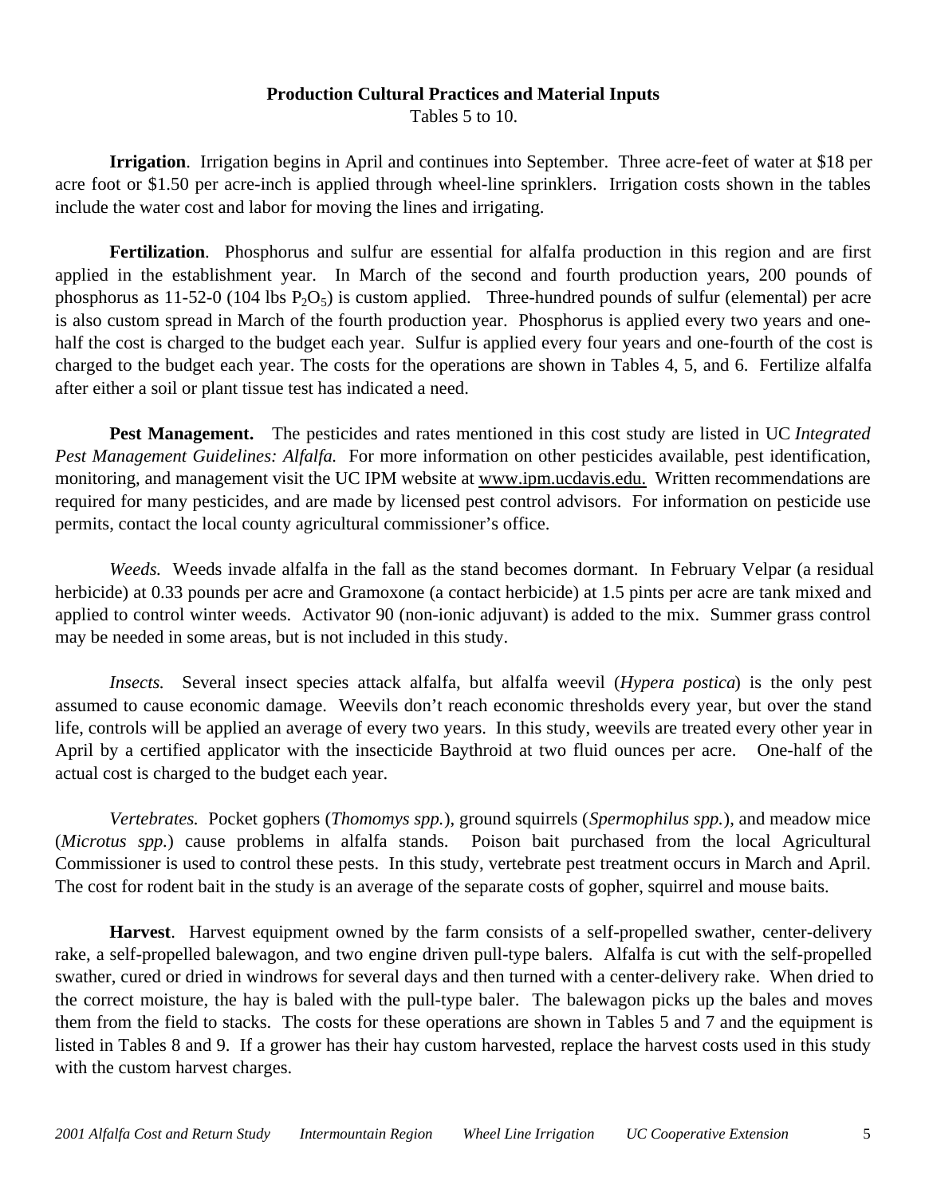## Production Cultural Practices and Material Inputs

Tables 5 to 10.

**Irrigation**. Irrigation begins in April and continues into September. Three acre-feet of water at $18 per acre foot or $1.50 per acre-inch is applied through wheel-line sprinklers. Irrigation costs shown in the tables include the water cost and labor for moving the lines and irrigating.

**Fertilization**. Phosphorus and sulfur are essential for alfalfa production in this region and are first applied in the establishment year. In March of the second and fourth production years, 200 pounds of phosphorus as 11-52-0 (104 lbs $P_2O_5$) is custom applied. Three-hundred pounds of sulfur (elemental) per acre is also custom spread in March of the fourth production year. Phosphorus is applied every two years and one-half the cost is charged to the budget each year. Sulfur is applied every four years and one-fourth of the cost is charged to the budget each year. The costs for the operations are shown in Tables 4, 5, and 6. Fertilize alfalfa after either a soil or plant tissue test has indicated a need.

**Pest Management.** The pesticides and rates mentioned in this cost study are listed in UC *Integrated Pest Management Guidelines: Alfalfa.* For more information on other pesticides available, pest identification, monitoring, and management visit the UC IPM website at www.ipm.ucdavis.edu. Written recommendations are required for many pesticides, and are made by licensed pest control advisors. For information on pesticide use permits, contact the local county agricultural commissioner's office.

*Weeds.* Weeds invade alfalfa in the fall as the stand becomes dormant. In February Velpar (a residual herbicide) at 0.33 pounds per acre and Gramoxone (a contact herbicide) at 1.5 pints per acre are tank mixed and applied to control winter weeds. Activator 90 (non-ionic adjuvant) is added to the mix. Summer grass control may be needed in some areas, but is not included in this study.

*Insects.* Several insect species attack alfalfa, but alfalfa weevil (*Hypera postica*) is the only pest assumed to cause economic damage. Weevils don't reach economic thresholds every year, but over the stand life, controls will be applied an average of every two years. In this study, weevils are treated every other year in April by a certified applicator with the insecticide Baythroid at two fluid ounces per acre. One-half of the actual cost is charged to the budget each year.

*Vertebrates.* Pocket gophers (*Thomomys spp.*), ground squirrels (*Spermophilus spp.*), and meadow mice (*Microtus spp.*) cause problems in alfalfa stands. Poison bait purchased from the local Agricultural Commissioner is used to control these pests. In this study, vertebrate pest treatment occurs in March and April. The cost for rodent bait in the study is an average of the separate costs of gopher, squirrel and mouse baits.

**Harvest**. Harvest equipment owned by the farm consists of a self-propelled swather, center-delivery rake, a self-propelled balewagon, and two engine driven pull-type balers. Alfalfa is cut with the self-propelled swather, cured or dried in windrows for several days and then turned with a center-delivery rake. When dried to the correct moisture, the hay is baled with the pull-type baler. The balewagon picks up the bales and moves them from the field to stacks. The costs for these operations are shown in Tables 5 and 7 and the equipment is listed in Tables 8 and 9. If a grower has their hay custom harvested, replace the harvest costs used in this study with the custom harvest charges.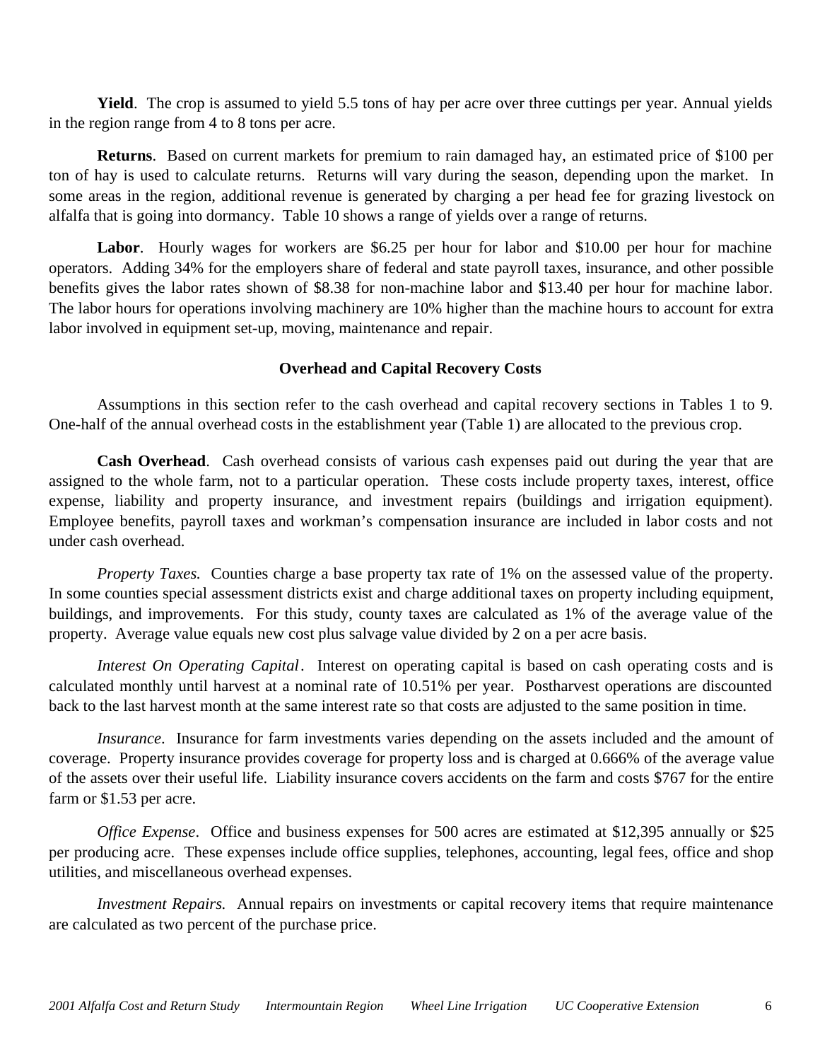**Yield**. The crop is assumed to yield 5.5 tons of hay per acre over three cuttings per year. Annual yields in the region range from 4 to 8 tons per acre.

**Returns**. Based on current markets for premium to rain damaged hay, an estimated price of $100 per ton of hay is used to calculate returns. Returns will vary during the season, depending upon the market. In some areas in the region, additional revenue is generated by charging a per head fee for grazing livestock on alfalfa that is going into dormancy. Table 10 shows a range of yields over a range of returns.

**Labor**. Hourly wages for workers are $6.25 per hour for labor and $10.00 per hour for machine operators. Adding 34% for the employers share of federal and state payroll taxes, insurance, and other possible benefits gives the labor rates shown of $8.38 for non-machine labor and $13.40 per hour for machine labor. The labor hours for operations involving machinery are 10% higher than the machine hours to account for extra labor involved in equipment set-up, moving, maintenance and repair.

## Overhead and Capital Recovery Costs

Assumptions in this section refer to the cash overhead and capital recovery sections in Tables 1 to 9. One-half of the annual overhead costs in the establishment year (Table 1) are allocated to the previous crop.

**Cash Overhead**. Cash overhead consists of various cash expenses paid out during the year that are assigned to the whole farm, not to a particular operation. These costs include property taxes, interest, office expense, liability and property insurance, and investment repairs (buildings and irrigation equipment). Employee benefits, payroll taxes and workman's compensation insurance are included in labor costs and not under cash overhead.

*Property Taxes.* Counties charge a base property tax rate of 1% on the assessed value of the property. In some counties special assessment districts exist and charge additional taxes on property including equipment, buildings, and improvements. For this study, county taxes are calculated as 1% of the average value of the property. Average value equals new cost plus salvage value divided by 2 on a per acre basis.

*Interest On Operating Capital*. Interest on operating capital is based on cash operating costs and is calculated monthly until harvest at a nominal rate of 10.51% per year. Postharvest operations are discounted back to the last harvest month at the same interest rate so that costs are adjusted to the same position in time.

*Insurance*. Insurance for farm investments varies depending on the assets included and the amount of coverage. Property insurance provides coverage for property loss and is charged at 0.666% of the average value of the assets over their useful life. Liability insurance covers accidents on the farm and costs $767 for the entire farm or $1.53 per acre.

*Office Expense*. Office and business expenses for 500 acres are estimated at $12,395 annually or $25 per producing acre. These expenses include office supplies, telephones, accounting, legal fees, office and shop utilities, and miscellaneous overhead expenses.

*Investment Repairs.* Annual repairs on investments or capital recovery items that require maintenance are calculated as two percent of the purchase price.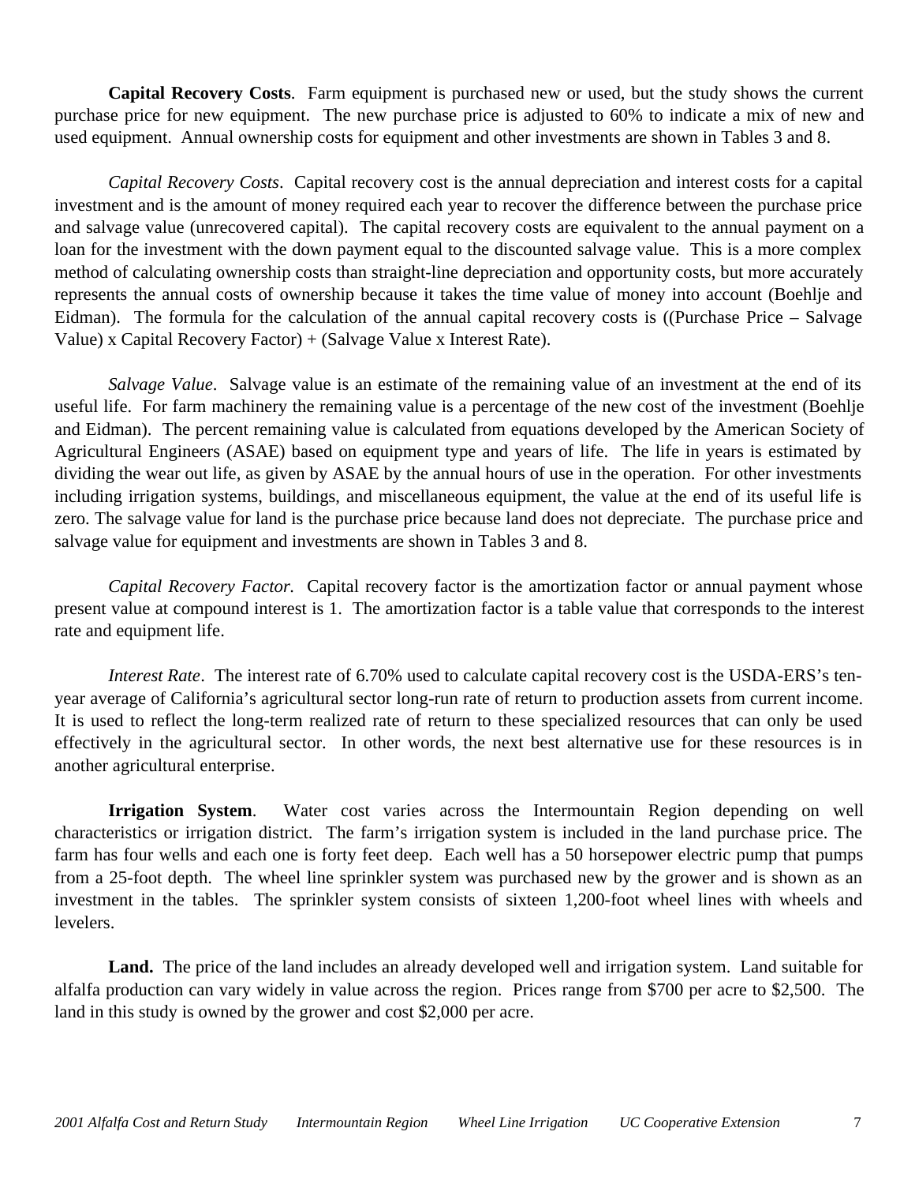**Capital Recovery Costs**. Farm equipment is purchased new or used, but the study shows the current purchase price for new equipment. The new purchase price is adjusted to 60% to indicate a mix of new and used equipment. Annual ownership costs for equipment and other investments are shown in Tables 3 and 8.

*Capital Recovery Costs*. Capital recovery cost is the annual depreciation and interest costs for a capital investment and is the amount of money required each year to recover the difference between the purchase price and salvage value (unrecovered capital). The capital recovery costs are equivalent to the annual payment on a loan for the investment with the down payment equal to the discounted salvage value. This is a more complex method of calculating ownership costs than straight-line depreciation and opportunity costs, but more accurately represents the annual costs of ownership because it takes the time value of money into account (Boehlje and Eidman). The formula for the calculation of the annual capital recovery costs is ((Purchase Price – Salvage Value) x Capital Recovery Factor) + (Salvage Value x Interest Rate).

*Salvage Value*. Salvage value is an estimate of the remaining value of an investment at the end of its useful life. For farm machinery the remaining value is a percentage of the new cost of the investment (Boehlje and Eidman). The percent remaining value is calculated from equations developed by the American Society of Agricultural Engineers (ASAE) based on equipment type and years of life. The life in years is estimated by dividing the wear out life, as given by ASAE by the annual hours of use in the operation. For other investments including irrigation systems, buildings, and miscellaneous equipment, the value at the end of its useful life is zero. The salvage value for land is the purchase price because land does not depreciate. The purchase price and salvage value for equipment and investments are shown in Tables 3 and 8.

*Capital Recovery Factor.* Capital recovery factor is the amortization factor or annual payment whose present value at compound interest is 1. The amortization factor is a table value that corresponds to the interest rate and equipment life.

*Interest Rate*. The interest rate of 6.70% used to calculate capital recovery cost is the USDA-ERS's ten-year average of California's agricultural sector long-run rate of return to production assets from current income. It is used to reflect the long-term realized rate of return to these specialized resources that can only be used effectively in the agricultural sector. In other words, the next best alternative use for these resources is in another agricultural enterprise.

**Irrigation System**. Water cost varies across the Intermountain Region depending on well characteristics or irrigation district. The farm's irrigation system is included in the land purchase price. The farm has four wells and each one is forty feet deep. Each well has a 50 horsepower electric pump that pumps from a 25-foot depth. The wheel line sprinkler system was purchased new by the grower and is shown as an investment in the tables. The sprinkler system consists of sixteen 1,200-foot wheel lines with wheels and levelers.

**Land.** The price of the land includes an already developed well and irrigation system. Land suitable for alfalfa production can vary widely in value across the region. Prices range from $700 per acre to $2,500. The land in this study is owned by the grower and cost $2,000 per acre.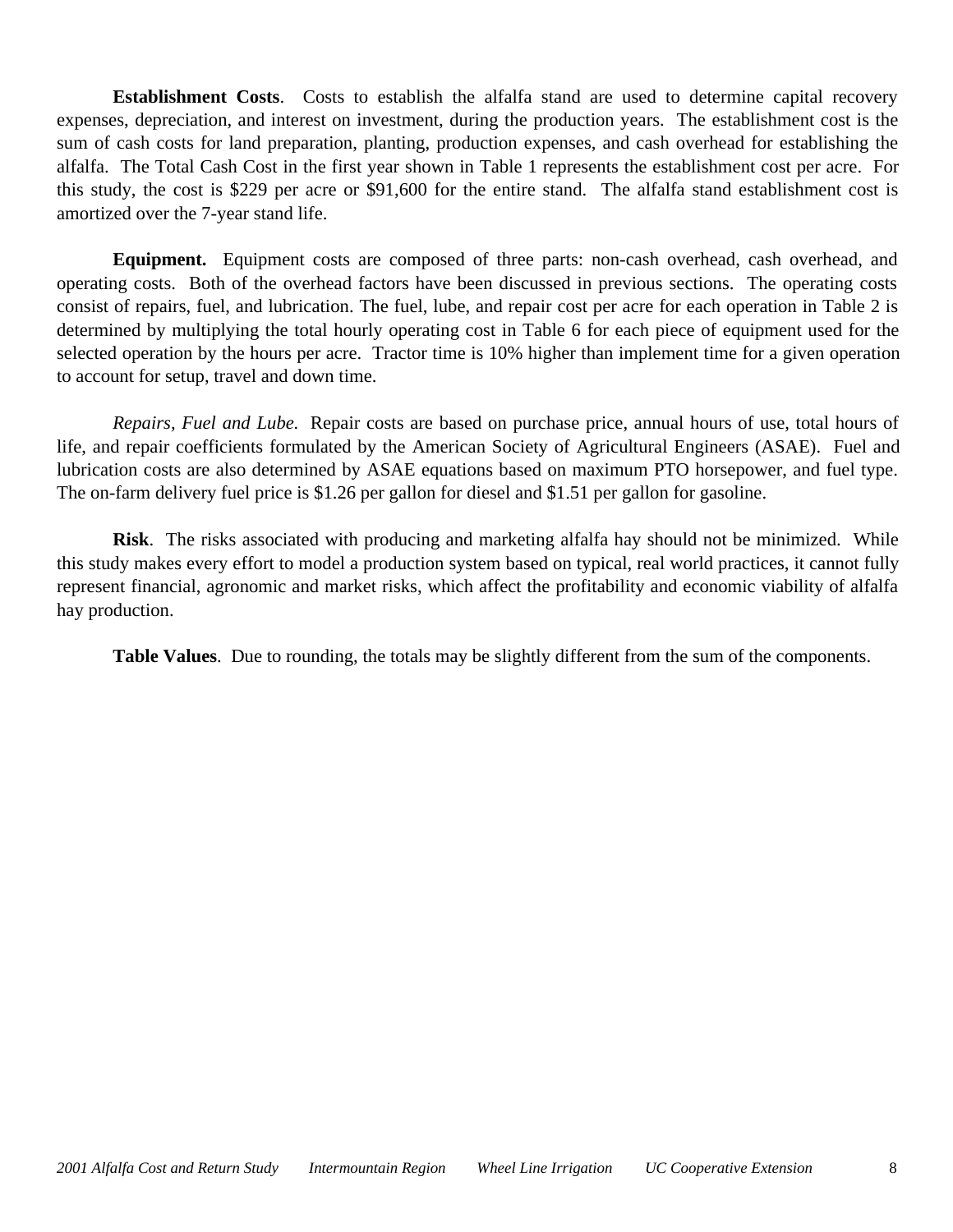**Establishment Costs**. Costs to establish the alfalfa stand are used to determine capital recovery expenses, depreciation, and interest on investment, during the production years. The establishment cost is the sum of cash costs for land preparation, planting, production expenses, and cash overhead for establishing the alfalfa. The Total Cash Cost in the first year shown in Table 1 represents the establishment cost per acre. For this study, the cost is $229 per acre or $91,600 for the entire stand. The alfalfa stand establishment cost is amortized over the 7-year stand life.

**Equipment.** Equipment costs are composed of three parts: non-cash overhead, cash overhead, and operating costs. Both of the overhead factors have been discussed in previous sections. The operating costs consist of repairs, fuel, and lubrication. The fuel, lube, and repair cost per acre for each operation in Table 2 is determined by multiplying the total hourly operating cost in Table 6 for each piece of equipment used for the selected operation by the hours per acre. Tractor time is 10% higher than implement time for a given operation to account for setup, travel and down time.

*Repairs, Fuel and Lube.* Repair costs are based on purchase price, annual hours of use, total hours of life, and repair coefficients formulated by the American Society of Agricultural Engineers (ASAE). Fuel and lubrication costs are also determined by ASAE equations based on maximum PTO horsepower, and fuel type. The on-farm delivery fuel price is $1.26 per gallon for diesel and $1.51 per gallon for gasoline.

**Risk**. The risks associated with producing and marketing alfalfa hay should not be minimized. While this study makes every effort to model a production system based on typical, real world practices, it cannot fully represent financial, agronomic and market risks, which affect the profitability and economic viability of alfalfa hay production.

**Table Values**. Due to rounding, the totals may be slightly different from the sum of the components.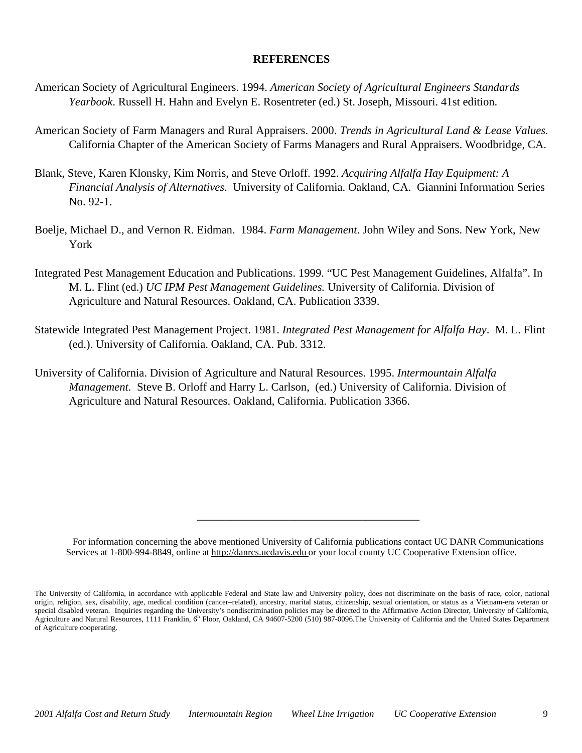**REFERENCES**

American Society of Agricultural Engineers. 1994. *American Society of Agricultural Engineers Standards Yearbook*. Russell H. Hahn and Evelyn E. Rosentreter (ed.) St. Joseph, Missouri. 41st edition.

American Society of Farm Managers and Rural Appraisers. 2000. *Trends in Agricultural Land & Lease Values.* California Chapter of the American Society of Farms Managers and Rural Appraisers. Woodbridge, CA.

Blank, Steve, Karen Klonsky, Kim Norris, and Steve Orloff. 1992. *Acquiring Alfalfa Hay Equipment: A Financial Analysis of Alternatives*. University of California. Oakland, CA. Giannini Information Series No. 92-1.

Boelje, Michael D., and Vernon R. Eidman. 1984. *Farm Management*. John Wiley and Sons. New York, New York

Integrated Pest Management Education and Publications. 1999. "UC Pest Management Guidelines, Alfalfa". In M. L. Flint (ed.) *UC IPM Pest Management Guidelines.* University of California. Division of Agriculture and Natural Resources. Oakland, CA. Publication 3339.

Statewide Integrated Pest Management Project. 1981. *Integrated Pest Management for Alfalfa Hay*. M. L. Flint (ed.). University of California. Oakland, CA. Pub. 3312.

University of California. Division of Agriculture and Natural Resources. 1995. *Intermountain Alfalfa Management*. Steve B. Orloff and Harry L. Carlson, (ed.) University of California. Division of Agriculture and Natural Resources. Oakland, California. Publication 3366.

---

For information concerning the above mentioned University of California publications contact UC DANR Communications Services at 1-800-994-8849, online at http://danrcs.ucdavis.edu or your local county UC Cooperative Extension office.

The University of California, in accordance with applicable Federal and State law and University policy, does not discriminate on the basis of race, color, national origin, religion, sex, disability, age, medical condition (cancer–related), ancestry, marital status, citizenship, sexual orientation, or status as a Vietnam-era veteran or special disabled veteran. Inquiries regarding the University's nondiscrimination policies may be directed to the Affirmative Action Director, University of California, Agriculture and Natural Resources, 1111 Franklin, 6th Floor, Oakland, CA 94607-5200 (510) 987-0096.The University of California and the United States Department of Agriculture cooperating.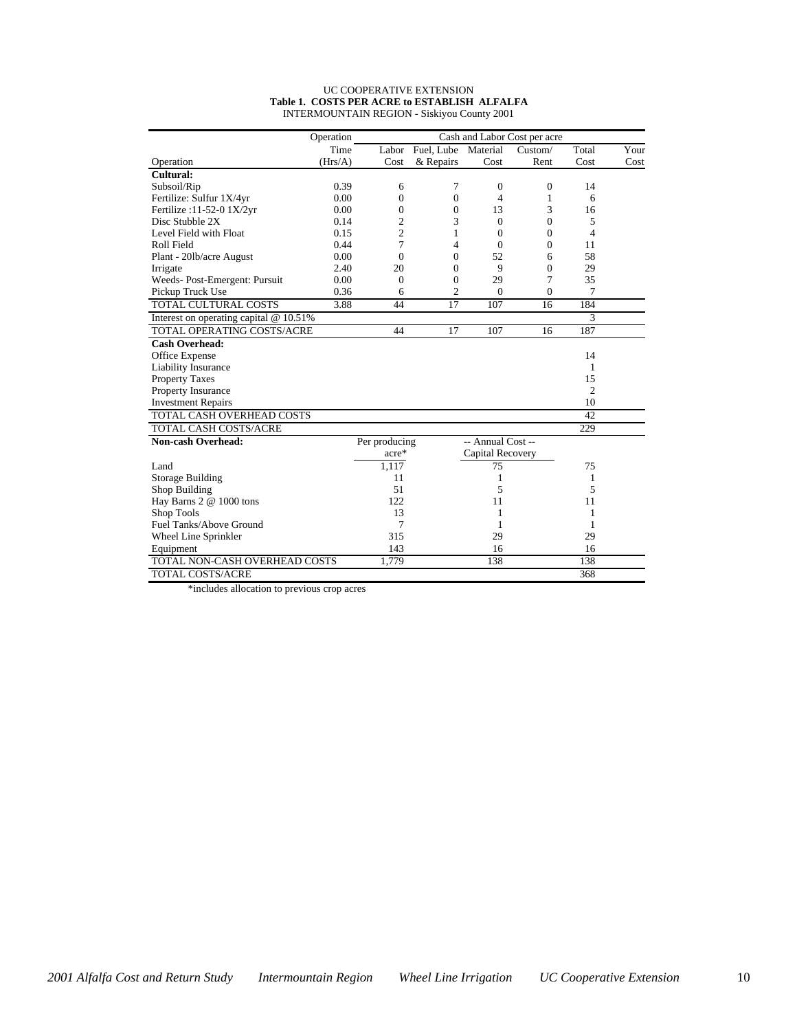UC COOPERATIVE EXTENSION

**Table 1. COSTS PER ACRE to ESTABLISH ALFALFA**

INTERMOUNTAIN REGION - Siskiyou County 2001

| Operation | Operation Time (Hrs/A) | Cash and Labor Cost per acre Labor Cost | Fuel, Lube & Repairs | Material Cost | Custom/ Rent | Total Cost | Your Cost |
|---|---|---|---|---|---|---|---|
| **Cultural:** | | | | | | | |
| Subsoil/Rip | 0.39 | 6 | 7 | 0 | 0 | 14 | |
| Fertilize: Sulfur 1X/4yr | 0.00 | 0 | 0 | 4 | 1 | 6 | |
| Fertilize :11-52-0 1X/2yr | 0.00 | 0 | 0 | 13 | 3 | 16 | |
| Disc Stubble 2X | 0.14 | 2 | 3 | 0 | 0 | 5 | |
| Level Field with Float | 0.15 | 2 | 1 | 0 | 0 | 4 | |
| Roll Field | 0.44 | 7 | 4 | 0 | 0 | 11 | |
| Plant - 20lb/acre August | 0.00 | 0 | 0 | 52 | 6 | 58 | |
| Irrigate | 2.40 | 20 | 0 | 9 | 0 | 29 | |
| Weeds- Post-Emergent: Pursuit | 0.00 | 0 | 0 | 29 | 7 | 35 | |
| Pickup Truck Use | 0.36 | 6 | 2 | 0 | 0 | 7 | |
| TOTAL CULTURAL COSTS | 3.88 | 44 | 17 | 107 | 16 | 184 | |
| Interest on operating capital @ 10.51% | | | | | | 3 | |
| TOTAL OPERATING COSTS/ACRE | | 44 | 17 | 107 | 16 | 187 | |
| **Cash Overhead:** | | | | | | | |
| Office Expense | | | | | | 14 | |
| Liability Insurance | | | | | | 1 | |
| Property Taxes | | | | | | 15 | |
| Property Insurance | | | | | | 2 | |
| Investment Repairs | | | | | | 10 | |
| TOTAL CASH OVERHEAD COSTS | | | | | | 42 | |
| TOTAL CASH COSTS/ACRE | | | | | | 229 | |
| **Non-cash Overhead:** | | Per producing acre* | | -- Annual Cost -- Capital Recovery | | | |
| Land | | 1,117 | | 75 | | 75 | |
| Storage Building | | 11 | | 1 | | 1 | |
| Shop Building | | 51 | | 5 | | 5 | |
| Hay Barns 2 @ 1000 tons | | 122 | | 11 | | 11 | |
| Shop Tools | | 13 | | 1 | | 1 | |
| Fuel Tanks/Above Ground | | 7 | | 1 | | 1 | |
| Wheel Line Sprinkler | | 315 | | 29 | | 29 | |
| Equipment | | 143 | | 16 | | 16 | |
| TOTAL NON-CASH OVERHEAD COSTS | | 1,779 | | 138 | | 138 | |
| TOTAL COSTS/ACRE | | | | | | 368 | |

*includes allocation to previous crop acres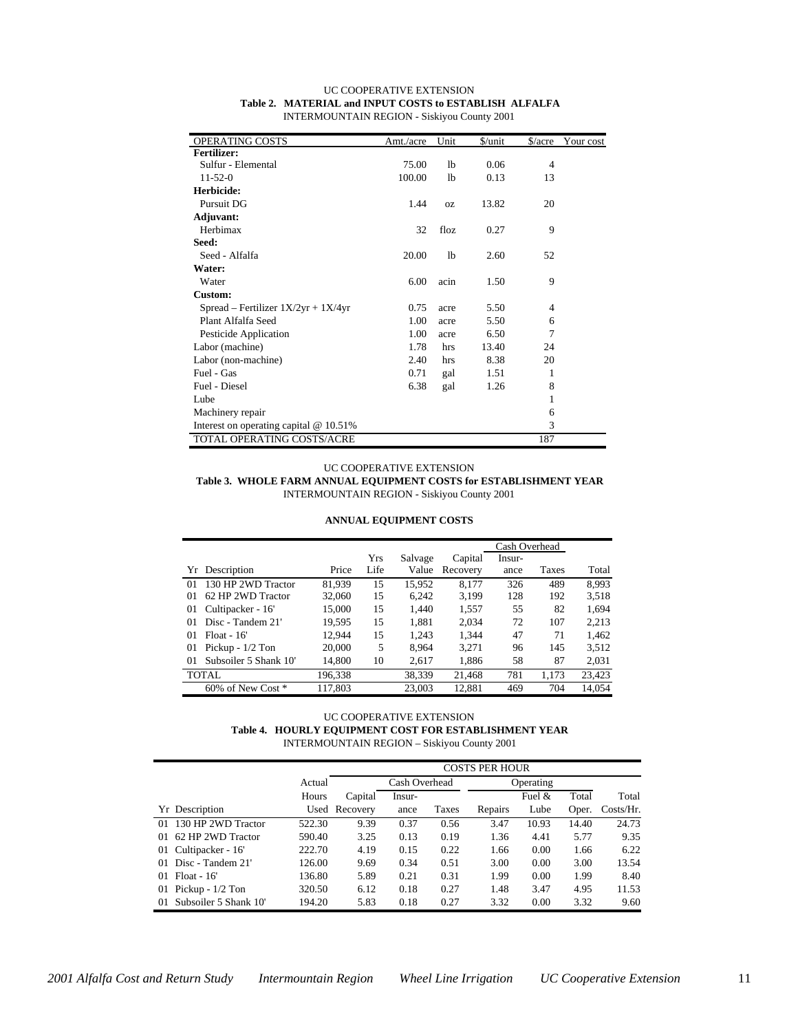UC COOPERATIVE EXTENSION

**Table 2. MATERIAL and INPUT COSTS to ESTABLISH ALFALFA**

INTERMOUNTAIN REGION - Siskiyou County 2001

| OPERATING COSTS | Amt./acre | Unit | $/unit | $/acre | Your cost |
|---|---|---|---|---|---|
| **Fertilizer:** | | | | | |
| Sulfur - Elemental | 75.00 | lb | 0.06 | 4 | |
| 11-52-0 | 100.00 | lb | 0.13 | 13 | |
| **Herbicide:** | | | | | |
| Pursuit DG | 1.44 | oz | 13.82 | 20 | |
| **Adjuvant:** | | | | | |
| Herbimax | 32 | floz | 0.27 | 9 | |
| **Seed:** | | | | | |
| Seed - Alfalfa | 20.00 | lb | 2.60 | 52 | |
| **Water:** | | | | | |
| Water | 6.00 | acin | 1.50 | 9 | |
| **Custom:** | | | | | |
| Spread – Fertilizer 1X/2yr + 1X/4yr | 0.75 | acre | 5.50 | 4 | |
| Plant Alfalfa Seed | 1.00 | acre | 5.50 | 6 | |
| Pesticide Application | 1.00 | acre | 6.50 | 7 | |
| Labor (machine) | 1.78 | hrs | 13.40 | 24 | |
| Labor (non-machine) | 2.40 | hrs | 8.38 | 20 | |
| Fuel - Gas | 0.71 | gal | 1.51 | 1 | |
| Fuel - Diesel | 6.38 | gal | 1.26 | 8 | |
| Lube | | | | 1 | |
| Machinery repair | | | | 6 | |
| Interest on operating capital @ 10.51% | | | | 3 | |
| TOTAL OPERATING COSTS/ACRE | | | | 187 | |

UC COOPERATIVE EXTENSION

**Table 3. WHOLE FARM ANNUAL EQUIPMENT COSTS for ESTABLISHMENT YEAR**

INTERMOUNTAIN REGION - Siskiyou County 2001

**ANNUAL EQUIPMENT COSTS**

| | | | | | | Cash Overhead | | |
|---|---|---|---|---|---|---|---|---|
| Yr | Description | Price | Yrs Life | Salvage Value | Capital Recovery | Insur-ance | Taxes | Total |
| 01 | 130 HP 2WD Tractor | 81,939 | 15 | 15,952 | 8,177 | 326 | 489 | 8,993 |
| 01 | 62 HP 2WD Tractor | 32,060 | 15 | 6,242 | 3,199 | 128 | 192 | 3,518 |
| 01 | Cultipacker - 16' | 15,000 | 15 | 1,440 | 1,557 | 55 | 82 | 1,694 |
| 01 | Disc - Tandem 21' | 19,595 | 15 | 1,881 | 2,034 | 72 | 107 | 2,213 |
| 01 | Float - 16' | 12,944 | 15 | 1,243 | 1,344 | 47 | 71 | 1,462 |
| 01 | Pickup - 1/2 Ton | 20,000 | 5 | 8,964 | 3,271 | 96 | 145 | 3,512 |
| 01 | Subsoiler 5 Shank 10' | 14,800 | 10 | 2,617 | 1,886 | 58 | 87 | 2,031 |
| TOTAL | | 196,338 | | 38,339 | 21,468 | 781 | 1,173 | 23,423 |
| | 60% of New Cost * | 117,803 | | 23,003 | 12,881 | 469 | 704 | 14,054 |

UC COOPERATIVE EXTENSION

**Table 4. HOURLY EQUIPMENT COST FOR ESTABLISHMENT YEAR**

INTERMOUNTAIN REGION – Siskiyou County 2001

| | | | COSTS PER HOUR | | | | | | |
|---|---|---|---|---|---|---|---|---|---|
| | | Actual | | Cash Overhead | | Operating | | | |
| Yr | Description | Hours Used | Capital Recovery | Insur-ance | Taxes | Repairs | Fuel & Lube | Total Oper. | Total Costs/Hr. |
| 01 | 130 HP 2WD Tractor | 522.30 | 9.39 | 0.37 | 0.56 | 3.47 | 10.93 | 14.40 | 24.73 |
| 01 | 62 HP 2WD Tractor | 590.40 | 3.25 | 0.13 | 0.19 | 1.36 | 4.41 | 5.77 | 9.35 |
| 01 | Cultipacker - 16' | 222.70 | 4.19 | 0.15 | 0.22 | 1.66 | 0.00 | 1.66 | 6.22 |
| 01 | Disc - Tandem 21' | 126.00 | 9.69 | 0.34 | 0.51 | 3.00 | 0.00 | 3.00 | 13.54 |
| 01 | Float - 16' | 136.80 | 5.89 | 0.21 | 0.31 | 1.99 | 0.00 | 1.99 | 8.40 |
| 01 | Pickup - 1/2 Ton | 320.50 | 6.12 | 0.18 | 0.27 | 1.48 | 3.47 | 4.95 | 11.53 |
| 01 | Subsoiler 5 Shank 10' | 194.20 | 5.83 | 0.18 | 0.27 | 3.32 | 0.00 | 3.32 | 9.60 |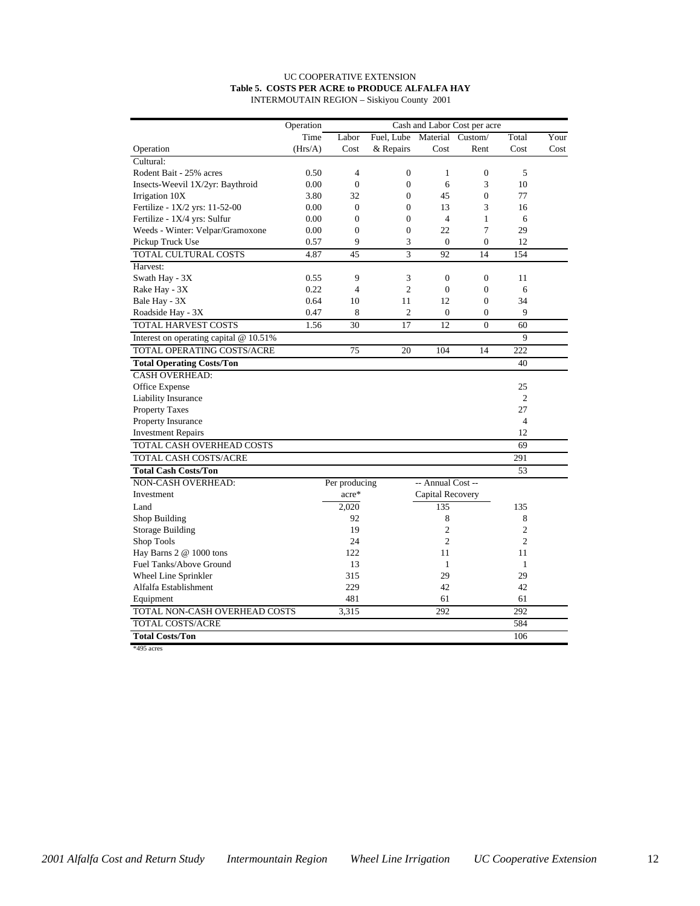UC COOPERATIVE EXTENSION

**Table 5. COSTS PER ACRE to PRODUCE ALFALFA HAY**

INTERMOUTAIN REGION – Siskiyou County 2001

| Operation | Operation Time (Hrs/A) | Cash and Labor Cost per acre: Labor Cost | Fuel, Lube & Repairs | Material Cost | Custom/ Rent | Total Cost | Your Cost |
|---|---|---|---|---|---|---|---|
| Cultural: | | | | | | | |
| Rodent Bait - 25% acres | 0.50 | 4 | 0 | 1 | 0 | 5 | |
| Insects-Weevil 1X/2yr: Baythroid | 0.00 | 0 | 0 | 6 | 3 | 10 | |
| Irrigation 10X | 3.80 | 32 | 0 | 45 | 0 | 77 | |
| Fertilize - 1X/2 yrs: 11-52-00 | 0.00 | 0 | 0 | 13 | 3 | 16 | |
| Fertilize - 1X/4 yrs: Sulfur | 0.00 | 0 | 0 | 4 | 1 | 6 | |
| Weeds - Winter: Velpar/Gramoxone | 0.00 | 0 | 0 | 22 | 7 | 29 | |
| Pickup Truck Use | 0.57 | 9 | 3 | 0 | 0 | 12 | |
| TOTAL CULTURAL COSTS | 4.87 | 45 | 3 | 92 | 14 | 154 | |
| Harvest: | | | | | | | |
| Swath Hay - 3X | 0.55 | 9 | 3 | 0 | 0 | 11 | |
| Rake Hay - 3X | 0.22 | 4 | 2 | 0 | 0 | 6 | |
| Bale Hay - 3X | 0.64 | 10 | 11 | 12 | 0 | 34 | |
| Roadside Hay - 3X | 0.47 | 8 | 2 | 0 | 0 | 9 | |
| TOTAL HARVEST COSTS | 1.56 | 30 | 17 | 12 | 0 | 60 | |
| Interest on operating capital @ 10.51% | | | | | | 9 | |
| TOTAL OPERATING COSTS/ACRE | | 75 | 20 | 104 | 14 | 222 | |
| **Total Operating Costs/Ton** | | | | | | 40 | |
| CASH OVERHEAD: | | | | | | | |
| Office Expense | | | | | | 25 | |
| Liability Insurance | | | | | | 2 | |
| Property Taxes | | | | | | 27 | |
| Property Insurance | | | | | | 4 | |
| Investment Repairs | | | | | | 12 | |
| TOTAL CASH OVERHEAD COSTS | | | | | | 69 | |
| TOTAL CASH COSTS/ACRE | | | | | | 291 | |
| **Total Cash Costs/Ton** | | | | | | 53 | |
| NON-CASH OVERHEAD: | | Per producing | | -- Annual Cost -- | | | |
| Investment | | acre* | | Capital Recovery | | | |
| Land | | 2,020 | | 135 | | 135 | |
| Shop Building | | 92 | | 8 | | 8 | |
| Storage Building | | 19 | | 2 | | 2 | |
| Shop Tools | | 24 | | 2 | | 2 | |
| Hay Barns 2 @ 1000 tons | | 122 | | 11 | | 11 | |
| Fuel Tanks/Above Ground | | 13 | | 1 | | 1 | |
| Wheel Line Sprinkler | | 315 | | 29 | | 29 | |
| Alfalfa Establishment | | 229 | | 42 | | 42 | |
| Equipment | | 481 | | 61 | | 61 | |
| TOTAL NON-CASH OVERHEAD COSTS | | 3,315 | | 292 | | 292 | |
| TOTAL COSTS/ACRE | | | | | | 584 | |
| **Total Costs/Ton** | | | | | | 106 | |

*495 acres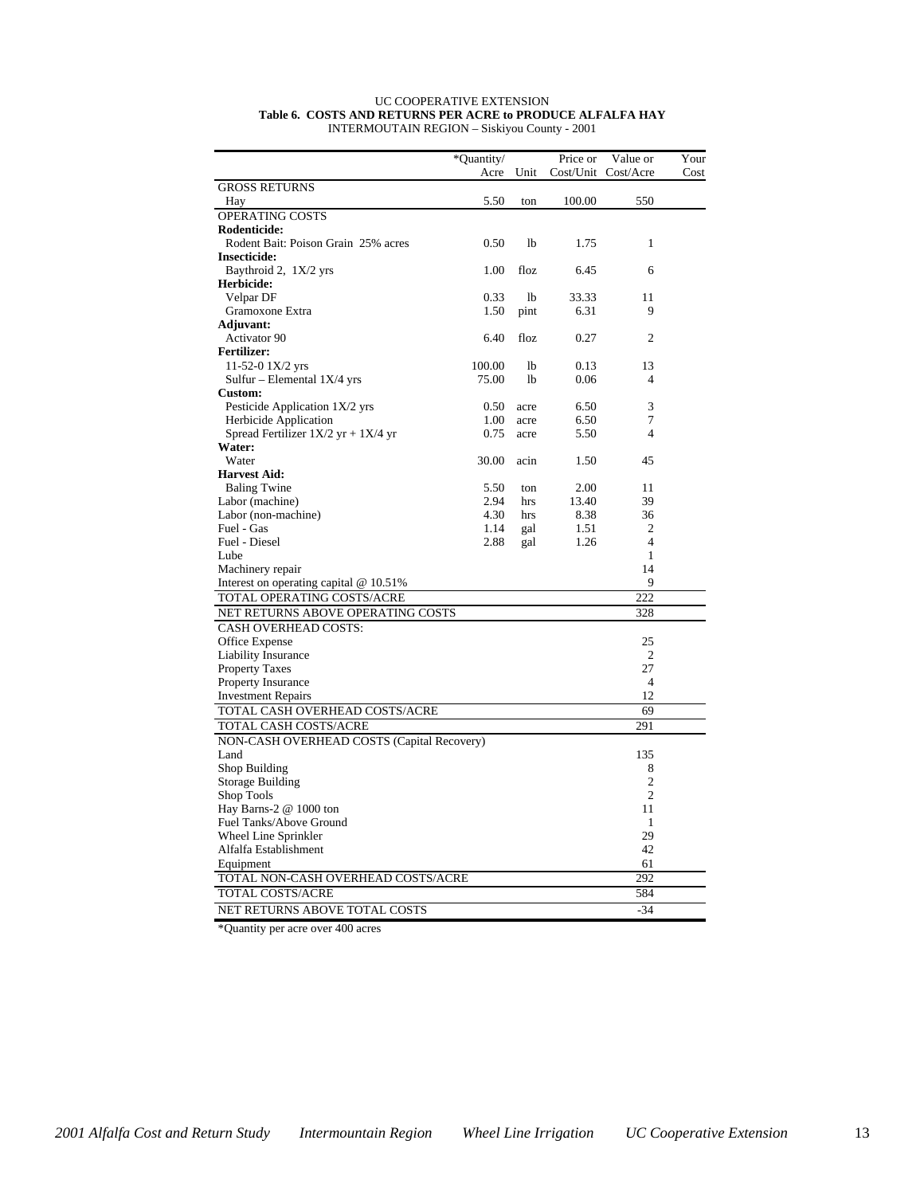UC COOPERATIVE EXTENSION

**Table 6. COSTS AND RETURNS PER ACRE to PRODUCE ALFALFA HAY**

INTERMOUNTAIN REGION – Siskiyou County - 2001

| | *Quantity/ Acre | Unit | Price or Cost/Unit | Value or Cost/Acre | Your Cost |
|---|---|---|---|---|---|
| GROSS RETURNS | | | | | |
| Hay | 5.50 | ton | 100.00 | 550 | |
| OPERATING COSTS | | | | | |
| **Rodenticide:** | | | | | |
| Rodent Bait: Poison Grain 25% acres | 0.50 | lb | 1.75 | 1 | |
| **Insecticide:** | | | | | |
| Baythroid 2, 1X/2 yrs | 1.00 | floz | 6.45 | 6 | |
| **Herbicide:** | | | | | |
| Velpar DF | 0.33 | lb | 33.33 | 11 | |
| Gramoxone Extra | 1.50 | pint | 6.31 | 9 | |
| **Adjuvant:** | | | | | |
| Activator 90 | 6.40 | floz | 0.27 | 2 | |
| **Fertilizer:** | | | | | |
| 11-52-0 1X/2 yrs | 100.00 | lb | 0.13 | 13 | |
| Sulfur – Elemental 1X/4 yrs | 75.00 | lb | 0.06 | 4 | |
| **Custom:** | | | | | |
| Pesticide Application 1X/2 yrs | 0.50 | acre | 6.50 | 3 | |
| Herbicide Application | 1.00 | acre | 6.50 | 7 | |
| Spread Fertilizer 1X/2 yr + 1X/4 yr | 0.75 | acre | 5.50 | 4 | |
| **Water:** | | | | | |
| Water | 30.00 | acin | 1.50 | 45 | |
| **Harvest Aid:** | | | | | |
| Baling Twine | 5.50 | ton | 2.00 | 11 | |
| Labor (machine) | 2.94 | hrs | 13.40 | 39 | |
| Labor (non-machine) | 4.30 | hrs | 8.38 | 36 | |
| Fuel - Gas | 1.14 | gal | 1.51 | 2 | |
| Fuel - Diesel | 2.88 | gal | 1.26 | 4 | |
| Lube | | | | 1 | |
| Machinery repair | | | | 14 | |
| Interest on operating capital @ 10.51% | | | | 9 | |
| TOTAL OPERATING COSTS/ACRE | | | | 222 | |
| NET RETURNS ABOVE OPERATING COSTS | | | | 328 | |
| CASH OVERHEAD COSTS: | | | | | |
| Office Expense | | | | 25 | |
| Liability Insurance | | | | 2 | |
| Property Taxes | | | | 27 | |
| Property Insurance | | | | 4 | |
| Investment Repairs | | | | 12 | |
| TOTAL CASH OVERHEAD COSTS/ACRE | | | | 69 | |
| TOTAL CASH COSTS/ACRE | | | | 291 | |
| NON-CASH OVERHEAD COSTS (Capital Recovery) | | | | | |
| Land | | | | 135 | |
| Shop Building | | | | 8 | |
| Storage Building | | | | 2 | |
| Shop Tools | | | | 2 | |
| Hay Barns-2 @ 1000 ton | | | | 11 | |
| Fuel Tanks/Above Ground | | | | 1 | |
| Wheel Line Sprinkler | | | | 29 | |
| Alfalfa Establishment | | | | 42 | |
| Equipment | | | | 61 | |
| TOTAL NON-CASH OVERHEAD COSTS/ACRE | | | | 292 | |
| TOTAL COSTS/ACRE | | | | 584 | |
| NET RETURNS ABOVE TOTAL COSTS | | | | -34 | |

*Quantity per acre over 400 acres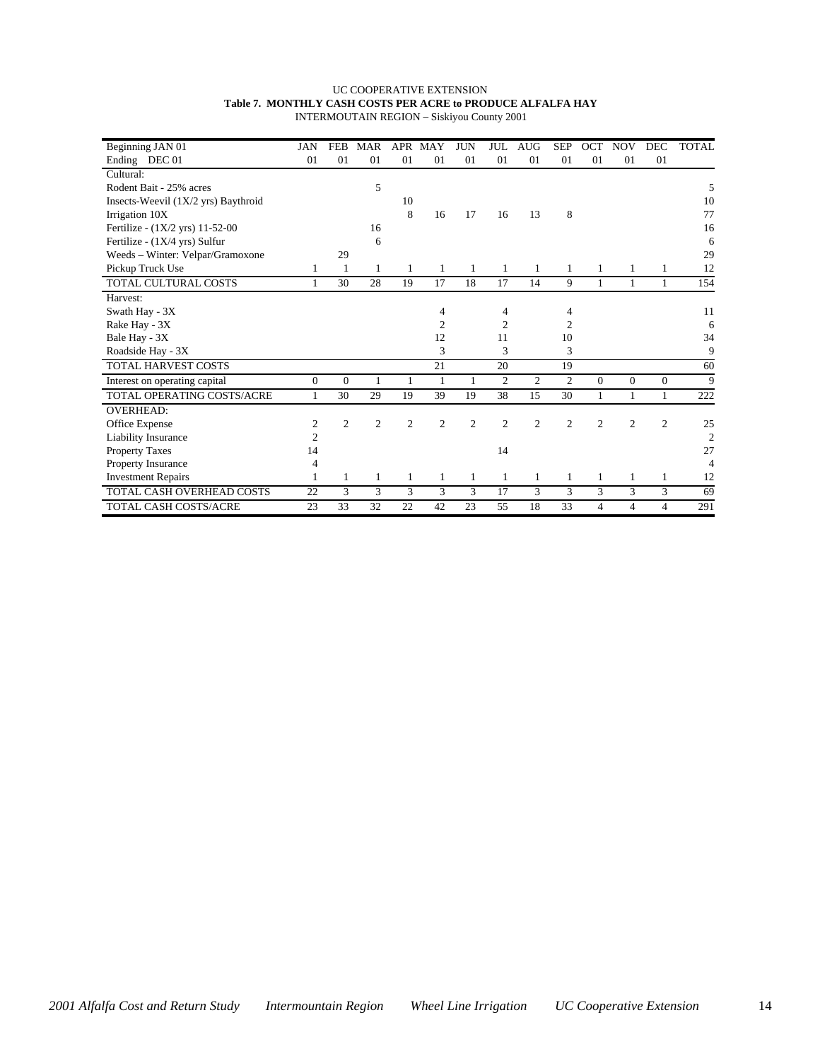UC COOPERATIVE EXTENSION

**Table 7. MONTHLY CASH COSTS PER ACRE to PRODUCE ALFALFA HAY**

INTERMOUTAIN REGION – Siskiyou County 2001

| Beginning JAN 01<br>Ending DEC 01 | JAN<br>01 | FEB<br>01 | MAR<br>01 | APR<br>01 | MAY<br>01 | JUN<br>01 | JUL<br>01 | AUG<br>01 | SEP<br>01 | OCT<br>01 | NOV<br>01 | DEC<br>01 | TOTAL |
|---|---|---|---|---|---|---|---|---|---|---|---|---|---|
| Cultural: | | | | | | | | | | | | | |
| Rodent Bait - 25% acres | | | 5 | | | | | | | | | | 5 |
| Insects-Weevil (1X/2 yrs) Baythroid | | | | 10 | | | | | | | | | 10 |
| Irrigation 10X | | | | 8 | 16 | 17 | 16 | 13 | 8 | | | | 77 |
| Fertilize - (1X/2 yrs) 11-52-00 | | | 16 | | | | | | | | | | 16 |
| Fertilize - (1X/4 yrs) Sulfur | | | 6 | | | | | | | | | | 6 |
| Weeds – Winter: Velpar/Gramoxone | | 29 | | | | | | | | | | | 29 |
| Pickup Truck Use | 1 | 1 | 1 | 1 | 1 | 1 | 1 | 1 | 1 | 1 | 1 | 1 | 12 |
| TOTAL CULTURAL COSTS | 1 | 30 | 28 | 19 | 17 | 18 | 17 | 14 | 9 | 1 | 1 | 1 | 154 |
| Harvest: | | | | | | | | | | | | | |
| Swath Hay - 3X | | | | | 4 | | 4 | | 4 | | | | 11 |
| Rake Hay - 3X | | | | | 2 | | 2 | | 2 | | | | 6 |
| Bale Hay - 3X | | | | | 12 | | 11 | | 10 | | | | 34 |
| Roadside Hay - 3X | | | | | 3 | | 3 | | 3 | | | | 9 |
| TOTAL HARVEST COSTS | | | | | 21 | | 20 | | 19 | | | | 60 |
| Interest on operating capital | 0 | 0 | 1 | 1 | 1 | 1 | 2 | 2 | 2 | 0 | 0 | 0 | 9 |
| TOTAL OPERATING COSTS/ACRE | 1 | 30 | 29 | 19 | 39 | 19 | 38 | 15 | 30 | 1 | 1 | 1 | 222 |
| OVERHEAD: | | | | | | | | | | | | | |
| Office Expense | 2 | 2 | 2 | 2 | 2 | 2 | 2 | 2 | 2 | 2 | 2 | 2 | 25 |
| Liability Insurance | 2 | | | | | | | | | | | | 2 |
| Property Taxes | 14 | | | | | | 14 | | | | | | 27 |
| Property Insurance | 4 | | | | | | | | | | | | 4 |
| Investment Repairs | 1 | 1 | 1 | 1 | 1 | 1 | 1 | 1 | 1 | 1 | 1 | 1 | 12 |
| TOTAL CASH OVERHEAD COSTS | 22 | 3 | 3 | 3 | 3 | 3 | 17 | 3 | 3 | 3 | 3 | 3 | 69 |
| TOTAL CASH COSTS/ACRE | 23 | 33 | 32 | 22 | 42 | 23 | 55 | 18 | 33 | 4 | 4 | 4 | 291 |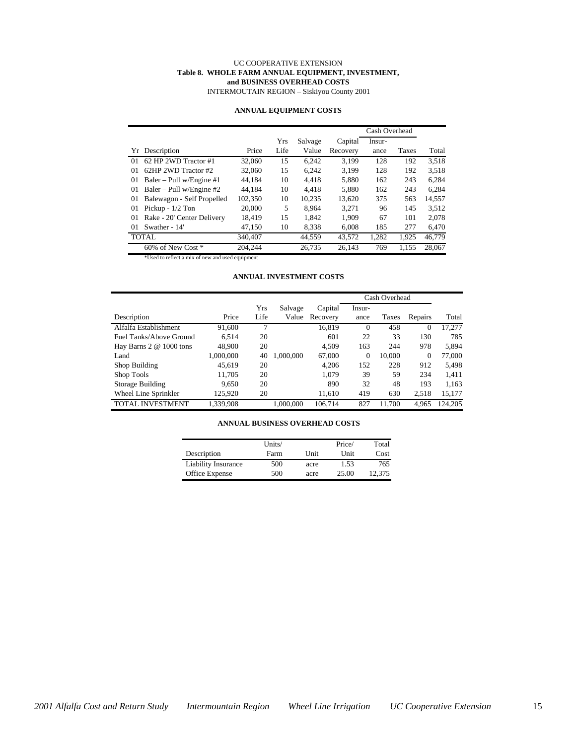UC COOPERATIVE EXTENSION

**Table 8. WHOLE FARM ANNUAL EQUIPMENT, INVESTMENT, and BUSINESS OVERHEAD COSTS**

INTERMOUTAIN REGION – Siskiyou County 2001

**ANNUAL EQUIPMENT COSTS**

| | | | | | | Cash Overhead | | |
|---|---|---|---|---|---|---|---|---|
| Yr | Description | Price | Yrs Life | Salvage Value | Capital Recovery | Insur-ance | Taxes | Total |
| 01 | 62 HP 2WD Tractor #1 | 32,060 | 15 | 6,242 | 3,199 | 128 | 192 | 3,518 |
| 01 | 62HP 2WD Tractor #2 | 32,060 | 15 | 6,242 | 3,199 | 128 | 192 | 3,518 |
| 01 | Baler – Pull w/Engine #1 | 44,184 | 10 | 4,418 | 5,880 | 162 | 243 | 6,284 |
| 01 | Baler – Pull w/Engine #2 | 44,184 | 10 | 4,418 | 5,880 | 162 | 243 | 6,284 |
| 01 | Balewagon - Self Propelled | 102,350 | 10 | 10,235 | 13,620 | 375 | 563 | 14,557 |
| 01 | Pickup - 1/2 Ton | 20,000 | 5 | 8,964 | 3,271 | 96 | 145 | 3,512 |
| 01 | Rake - 20' Center Delivery | 18,419 | 15 | 1,842 | 1,909 | 67 | 101 | 2,078 |
| 01 | Swather - 14' | 47,150 | 10 | 8,338 | 6,008 | 185 | 277 | 6,470 |
| TOTAL | | 340,407 | | 44,559 | 43,572 | 1,282 | 1,925 | 46,779 |
| | 60% of New Cost * | 204,244 | | 26,735 | 26,143 | 769 | 1,155 | 28,067 |

*Used to reflect a mix of new and used equipment

**ANNUAL INVESTMENT COSTS**

| | | | | | Cash Overhead | | | |
|---|---|---|---|---|---|---|---|---|
| Description | Price | Yrs Life | Salvage Value | Capital Recovery | Insur-ance | Taxes | Repairs | Total |
| Alfalfa Establishment | 91,600 | 7 | | 16,819 | 0 | 458 | 0 | 17,277 |
| Fuel Tanks/Above Ground | 6,514 | 20 | | 601 | 22 | 33 | 130 | 785 |
| Hay Barns 2 @ 1000 tons | 48,900 | 20 | | 4,509 | 163 | 244 | 978 | 5,894 |
| Land | 1,000,000 | 40 | 1,000,000 | 67,000 | 0 | 10,000 | 0 | 77,000 |
| Shop Building | 45,619 | 20 | | 4,206 | 152 | 228 | 912 | 5,498 |
| Shop Tools | 11,705 | 20 | | 1,079 | 39 | 59 | 234 | 1,411 |
| Storage Building | 9,650 | 20 | | 890 | 32 | 48 | 193 | 1,163 |
| Wheel Line Sprinkler | 125,920 | 20 | | 11,610 | 419 | 630 | 2,518 | 15,177 |
| TOTAL INVESTMENT | 1,339,908 | | 1,000,000 | 106,714 | 827 | 11,700 | 4,965 | 124,205 |

**ANNUAL BUSINESS OVERHEAD COSTS**

| Description | Units/ Farm | Unit | Price/ Unit | Total Cost |
|---|---|---|---|---|
| Liability Insurance | 500 | acre | 1.53 | 765 |
| Office Expense | 500 | acre | 25.00 | 12,375 |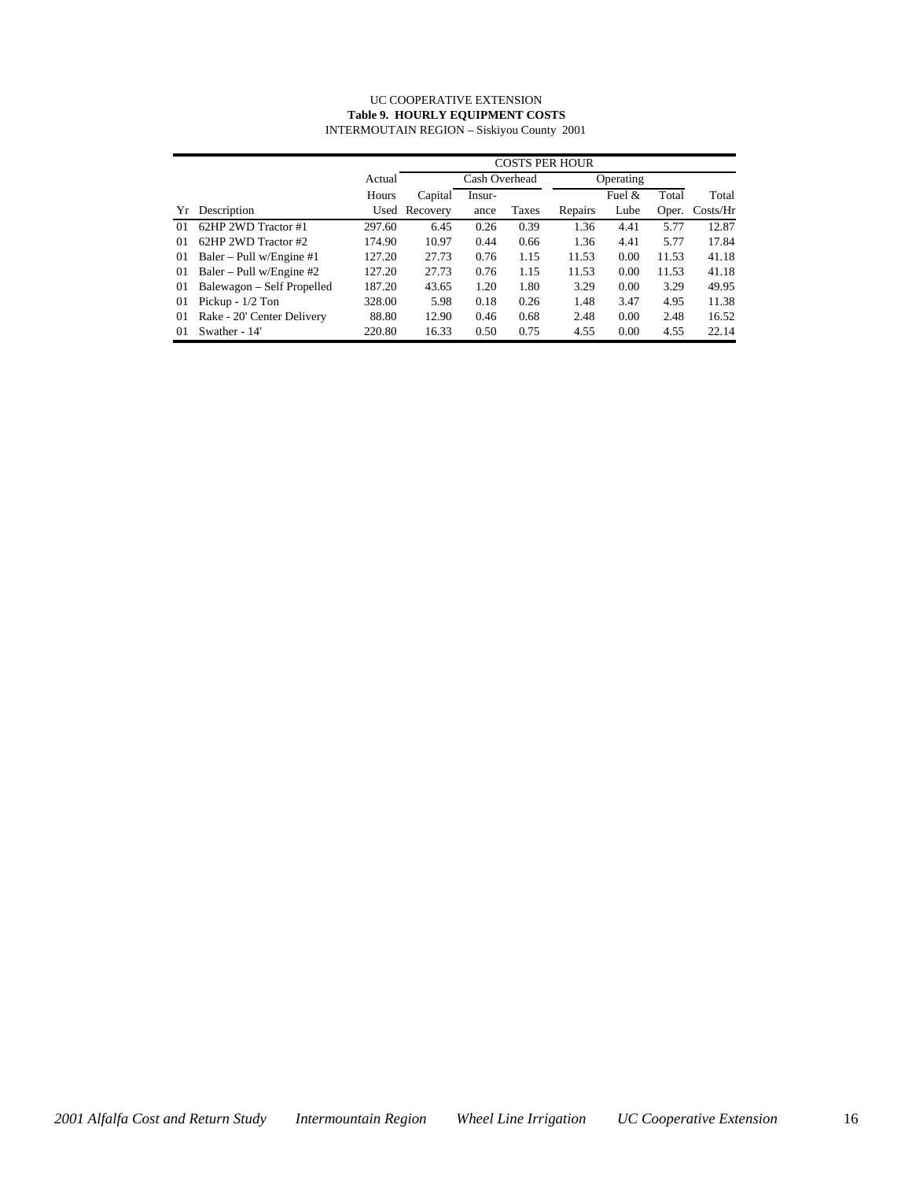UC COOPERATIVE EXTENSION

**Table 9. HOURLY EQUIPMENT COSTS**

INTERMOUTAIN REGION – Siskiyou County 2001

| | | | COSTS PER HOUR | | | | | | |
|---|---|---|---|---|---|---|---|---|---|
| | | Actual | Cash Overhead | | | Operating | | | |
| | | Hours | Capital | Insur- | | | Fuel & | Total | Total |
| Yr | Description | Used | Recovery | ance | Taxes | Repairs | Lube | Oper. | Costs/Hr |
| 01 | 62HP 2WD Tractor #1 | 297.60 | 6.45 | 0.26 | 0.39 | 1.36 | 4.41 | 5.77 | 12.87 |
| 01 | 62HP 2WD Tractor #2 | 174.90 | 10.97 | 0.44 | 0.66 | 1.36 | 4.41 | 5.77 | 17.84 |
| 01 | Baler – Pull w/Engine #1 | 127.20 | 27.73 | 0.76 | 1.15 | 11.53 | 0.00 | 11.53 | 41.18 |
| 01 | Baler – Pull w/Engine #2 | 127.20 | 27.73 | 0.76 | 1.15 | 11.53 | 0.00 | 11.53 | 41.18 |
| 01 | Balewagon – Self Propelled | 187.20 | 43.65 | 1.20 | 1.80 | 3.29 | 0.00 | 3.29 | 49.95 |
| 01 | Pickup - 1/2 Ton | 328.00 | 5.98 | 0.18 | 0.26 | 1.48 | 3.47 | 4.95 | 11.38 |
| 01 | Rake - 20' Center Delivery | 88.80 | 12.90 | 0.46 | 0.68 | 2.48 | 0.00 | 2.48 | 16.52 |
| 01 | Swather - 14' | 220.80 | 16.33 | 0.50 | 0.75 | 4.55 | 0.00 | 4.55 | 22.14 |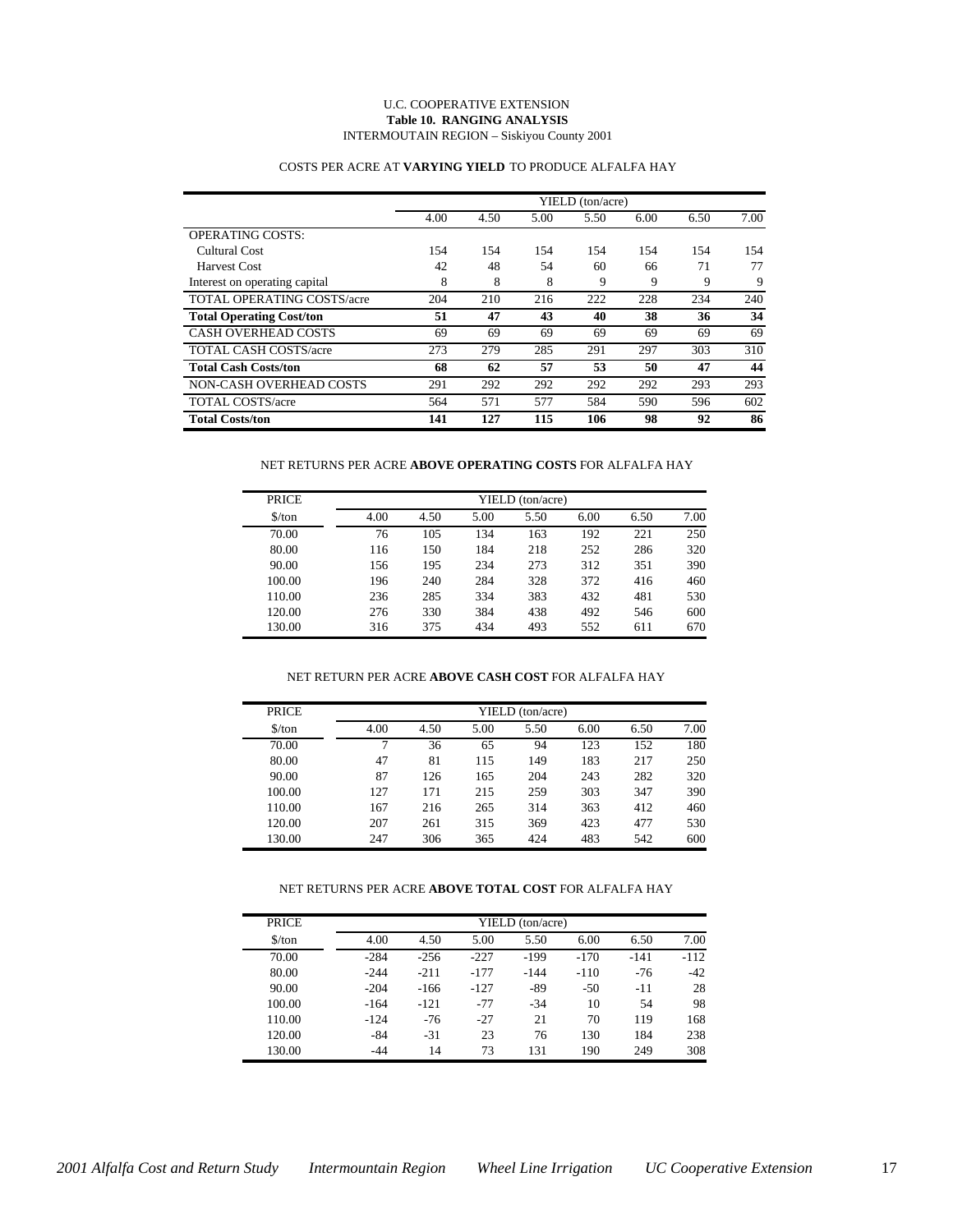U.C. COOPERATIVE EXTENSION

**Table 10. RANGING ANALYSIS**

INTERMOUTAIN REGION – Siskiyou County 2001

COSTS PER ACRE AT **VARYING YIELD** TO PRODUCE ALFALFA HAY

| | YIELD (ton/acre) | | | | | | |
|---|---|---|---|---|---|---|---|
| | 4.00 | 4.50 | 5.00 | 5.50 | 6.00 | 6.50 | 7.00 |
| OPERATING COSTS: | | | | | | | |
| Cultural Cost | 154 | 154 | 154 | 154 | 154 | 154 | 154 |
| Harvest Cost | 42 | 48 | 54 | 60 | 66 | 71 | 77 |
| Interest on operating capital | 8 | 8 | 8 | 9 | 9 | 9 | 9 |
| TOTAL OPERATING COSTS/acre | 204 | 210 | 216 | 222 | 228 | 234 | 240 |
| **Total Operating Cost/ton** | **51** | **47** | **43** | **40** | **38** | **36** | **34** |
| CASH OVERHEAD COSTS | 69 | 69 | 69 | 69 | 69 | 69 | 69 |
| TOTAL CASH COSTS/acre | 273 | 279 | 285 | 291 | 297 | 303 | 310 |
| **Total Cash Costs/ton** | **68** | **62** | **57** | **53** | **50** | **47** | **44** |
| NON-CASH OVERHEAD COSTS | 291 | 292 | 292 | 292 | 292 | 293 | 293 |
| TOTAL COSTS/acre | 564 | 571 | 577 | 584 | 590 | 596 | 602 |
| **Total Costs/ton** | **141** | **127** | **115** | **106** | **98** | **92** | **86** |

NET RETURNS PER ACRE **ABOVE OPERATING COSTS** FOR ALFALFA HAY

| PRICE | YIELD (ton/acre) | | | | | | |
|---|---|---|---|---|---|---|---|
| $/ton | 4.00 | 4.50 | 5.00 | 5.50 | 6.00 | 6.50 | 7.00 |
| 70.00 | 76 | 105 | 134 | 163 | 192 | 221 | 250 |
| 80.00 | 116 | 150 | 184 | 218 | 252 | 286 | 320 |
| 90.00 | 156 | 195 | 234 | 273 | 312 | 351 | 390 |
| 100.00 | 196 | 240 | 284 | 328 | 372 | 416 | 460 |
| 110.00 | 236 | 285 | 334 | 383 | 432 | 481 | 530 |
| 120.00 | 276 | 330 | 384 | 438 | 492 | 546 | 600 |
| 130.00 | 316 | 375 | 434 | 493 | 552 | 611 | 670 |

NET RETURN PER ACRE **ABOVE CASH COST** FOR ALFALFA HAY

| PRICE | YIELD (ton/acre) | | | | | | |
|---|---|---|---|---|---|---|---|
| $/ton | 4.00 | 4.50 | 5.00 | 5.50 | 6.00 | 6.50 | 7.00 |
| 70.00 | 7 | 36 | 65 | 94 | 123 | 152 | 180 |
| 80.00 | 47 | 81 | 115 | 149 | 183 | 217 | 250 |
| 90.00 | 87 | 126 | 165 | 204 | 243 | 282 | 320 |
| 100.00 | 127 | 171 | 215 | 259 | 303 | 347 | 390 |
| 110.00 | 167 | 216 | 265 | 314 | 363 | 412 | 460 |
| 120.00 | 207 | 261 | 315 | 369 | 423 | 477 | 530 |
| 130.00 | 247 | 306 | 365 | 424 | 483 | 542 | 600 |

NET RETURNS PER ACRE **ABOVE TOTAL COST** FOR ALFALFA HAY

| PRICE | YIELD (ton/acre) | | | | | | |
|---|---|---|---|---|---|---|---|
| $/ton | 4.00 | 4.50 | 5.00 | 5.50 | 6.00 | 6.50 | 7.00 |
| 70.00 | -284 | -256 | -227 | -199 | -170 | -141 | -112 |
| 80.00 | -244 | -211 | -177 | -144 | -110 | -76 | -42 |
| 90.00 | -204 | -166 | -127 | -89 | -50 | -11 | 28 |
| 100.00 | -164 | -121 | -77 | -34 | 10 | 54 | 98 |
| 110.00 | -124 | -76 | -27 | 21 | 70 | 119 | 168 |
| 120.00 | -84 | -31 | 23 | 76 | 130 | 184 | 238 |
| 130.00 | -44 | 14 | 73 | 131 | 190 | 249 | 308 |